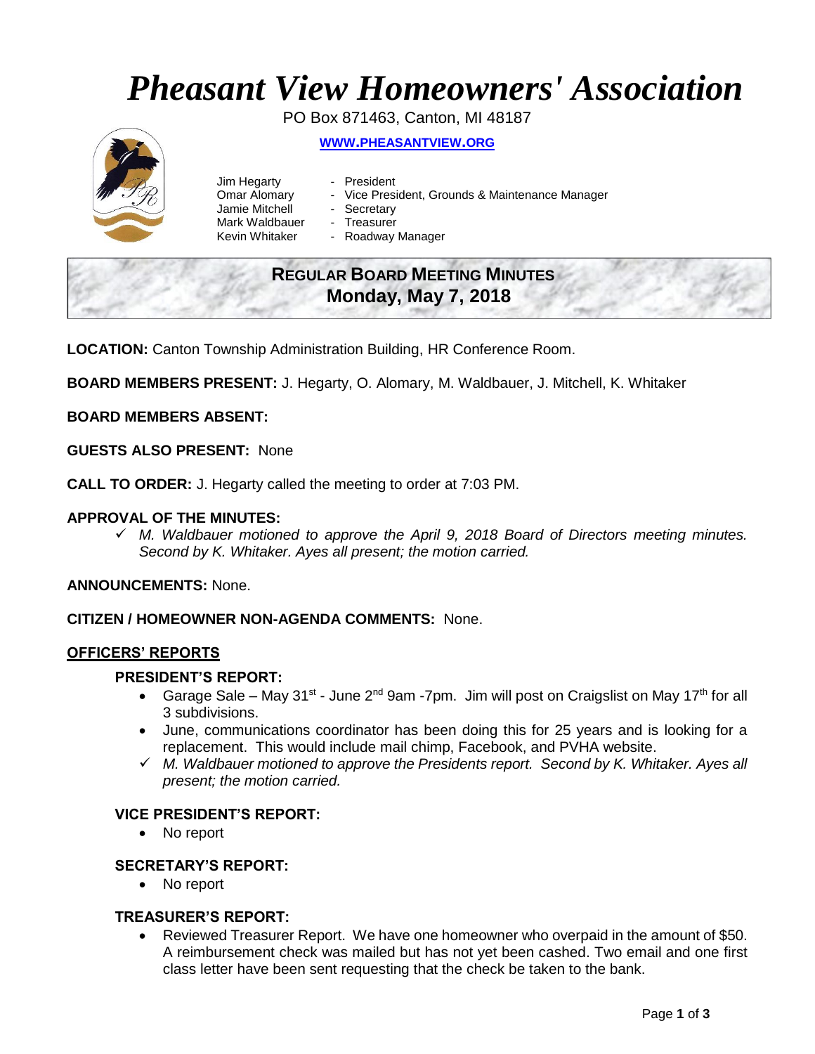# *Pheasant View Homeowners' Association*

PO Box 871463, Canton, MI 48187

**[WWW.PHEASANTVIEW.ORG](http://WWW.PHEASANTVIEW.ORG)**

Jim Hegarty - President
Omar Alomary - Vice President, Grounds & Maintenance Manager
Jamie Mitchell - Secretary
Mark Waldbauer - Treasurer
Kevin Whitaker - Roadway Manager

## REGULAR BOARD MEETING MINUTES
## Monday, May 7, 2018

**LOCATION:** Canton Township Administration Building, HR Conference Room.

**BOARD MEMBERS PRESENT:** J. Hegarty, O. Alomary, M. Waldbauer, J. Mitchell, K. Whitaker

**BOARD MEMBERS ABSENT:**

**GUESTS ALSO PRESENT:** None

**CALL TO ORDER:** J. Hegarty called the meeting to order at 7:03 PM.

**APPROVAL OF THE MINUTES:**

- ✓ *M. Waldbauer motioned to approve the April 9, 2018 Board of Directors meeting minutes. Second by K. Whitaker. Ayes all present; the motion carried.*

**ANNOUNCEMENTS:** None.

**CITIZEN / HOMEOWNER NON-AGENDA COMMENTS:** None.

**OFFICERS' REPORTS**

**PRESIDENT'S REPORT:**

- Garage Sale – May 31st - June 2nd 9am -7pm. Jim will post on Craigslist on May 17th for all 3 subdivisions.
- June, communications coordinator has been doing this for 25 years and is looking for a replacement. This would include mail chimp, Facebook, and PVHA website.
- ✓ *M. Waldbauer motioned to approve the Presidents report. Second by K. Whitaker. Ayes all present; the motion carried.*

**VICE PRESIDENT'S REPORT:**

- No report

**SECRETARY'S REPORT:**

- No report

**TREASURER'S REPORT:**

- Reviewed Treasurer Report. We have one homeowner who overpaid in the amount of $50. A reimbursement check was mailed but has not yet been cashed. Two email and one first class letter have been sent requesting that the check be taken to the bank.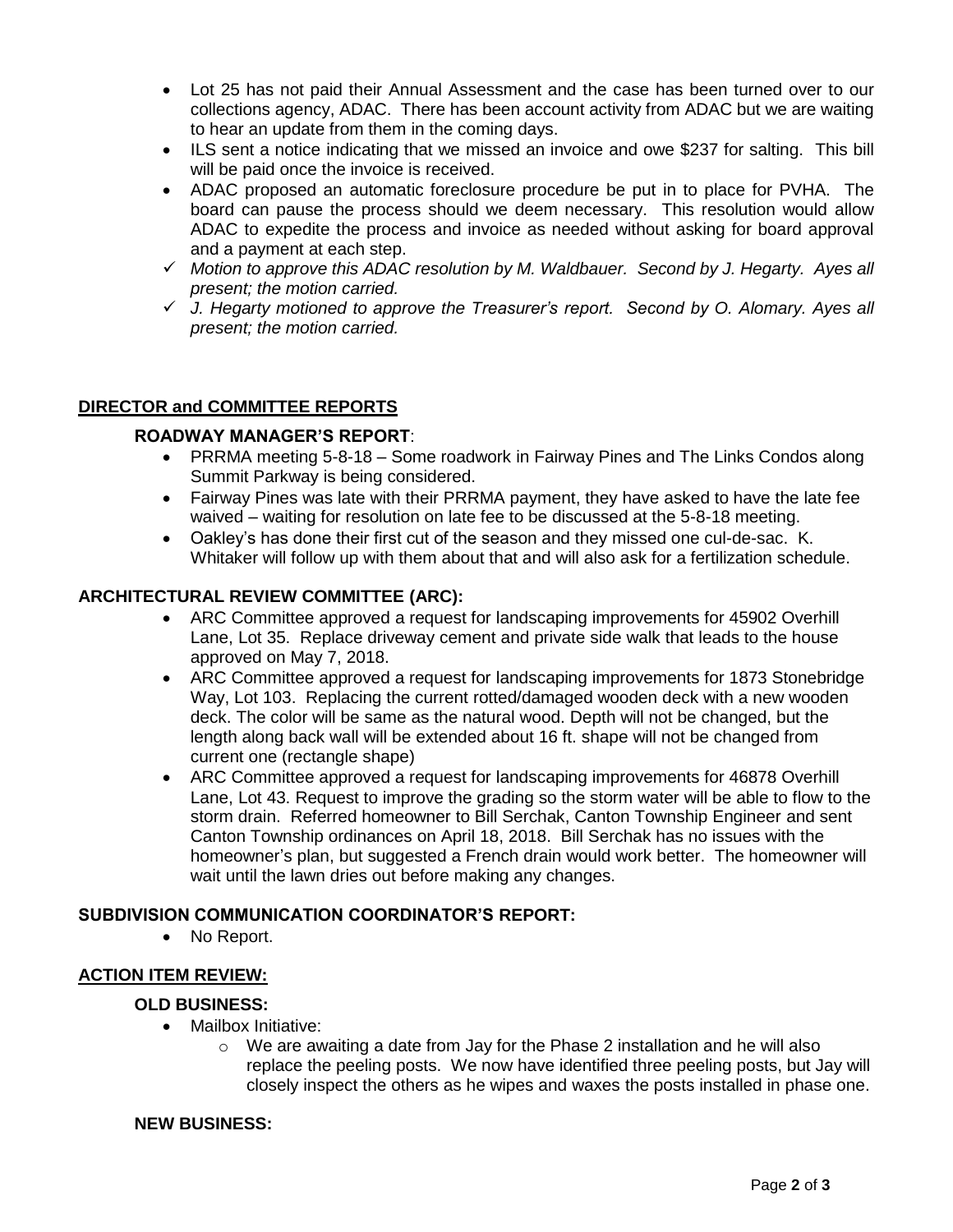- Lot 25 has not paid their Annual Assessment and the case has been turned over to our collections agency, ADAC. There has been account activity from ADAC but we are waiting to hear an update from them in the coming days.
- ILS sent a notice indicating that we missed an invoice and owe $237 for salting. This bill will be paid once the invoice is received.
- ADAC proposed an automatic foreclosure procedure be put in to place for PVHA. The board can pause the process should we deem necessary. This resolution would allow ADAC to expedite the process and invoice as needed without asking for board approval and a payment at each step.
- ✓ *Motion to approve this ADAC resolution by M. Waldbauer. Second by J. Hegarty. Ayes all present; the motion carried.*
- ✓ *J. Hegarty motioned to approve the Treasurer's report. Second by O. Alomary. Ayes all present; the motion carried.*

## DIRECTOR and COMMITTEE REPORTS

### ROADWAY MANAGER'S REPORT:

- PRRMA meeting 5-8-18 – Some roadwork in Fairway Pines and The Links Condos along Summit Parkway is being considered.
- Fairway Pines was late with their PRRMA payment, they have asked to have the late fee waived – waiting for resolution on late fee to be discussed at the 5-8-18 meeting.
- Oakley's has done their first cut of the season and they missed one cul-de-sac. K. Whitaker will follow up with them about that and will also ask for a fertilization schedule.

### ARCHITECTURAL REVIEW COMMITTEE (ARC):

- ARC Committee approved a request for landscaping improvements for 45902 Overhill Lane, Lot 35. Replace driveway cement and private side walk that leads to the house approved on May 7, 2018.
- ARC Committee approved a request for landscaping improvements for 1873 Stonebridge Way, Lot 103. Replacing the current rotted/damaged wooden deck with a new wooden deck. The color will be same as the natural wood. Depth will not be changed, but the length along back wall will be extended about 16 ft. shape will not be changed from current one (rectangle shape)
- ARC Committee approved a request for landscaping improvements for 46878 Overhill Lane, Lot 43. Request to improve the grading so the storm water will be able to flow to the storm drain. Referred homeowner to Bill Serchak, Canton Township Engineer and sent Canton Township ordinances on April 18, 2018. Bill Serchak has no issues with the homeowner's plan, but suggested a French drain would work better. The homeowner will wait until the lawn dries out before making any changes.

### SUBDIVISION COMMUNICATION COORDINATOR'S REPORT:

- No Report.

## ACTION ITEM REVIEW:

### OLD BUSINESS:

- Mailbox Initiative:
  - We are awaiting a date from Jay for the Phase 2 installation and he will also replace the peeling posts. We now have identified three peeling posts, but Jay will closely inspect the others as he wipes and waxes the posts installed in phase one.

### NEW BUSINESS: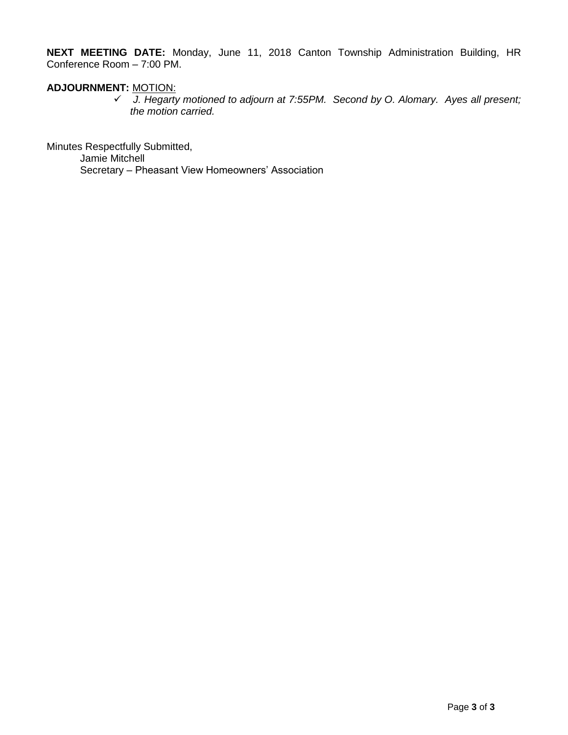**NEXT MEETING DATE:** Monday, June 11, 2018 Canton Township Administration Building, HR Conference Room – 7:00 PM.

**ADJOURNMENT:** MOTION:

- ✓ *J. Hegarty motioned to adjourn at 7:55PM. Second by O. Alomary. Ayes all present; the motion carried.*

Minutes Respectfully Submitted,
Jamie Mitchell
Secretary – Pheasant View Homeowners' Association